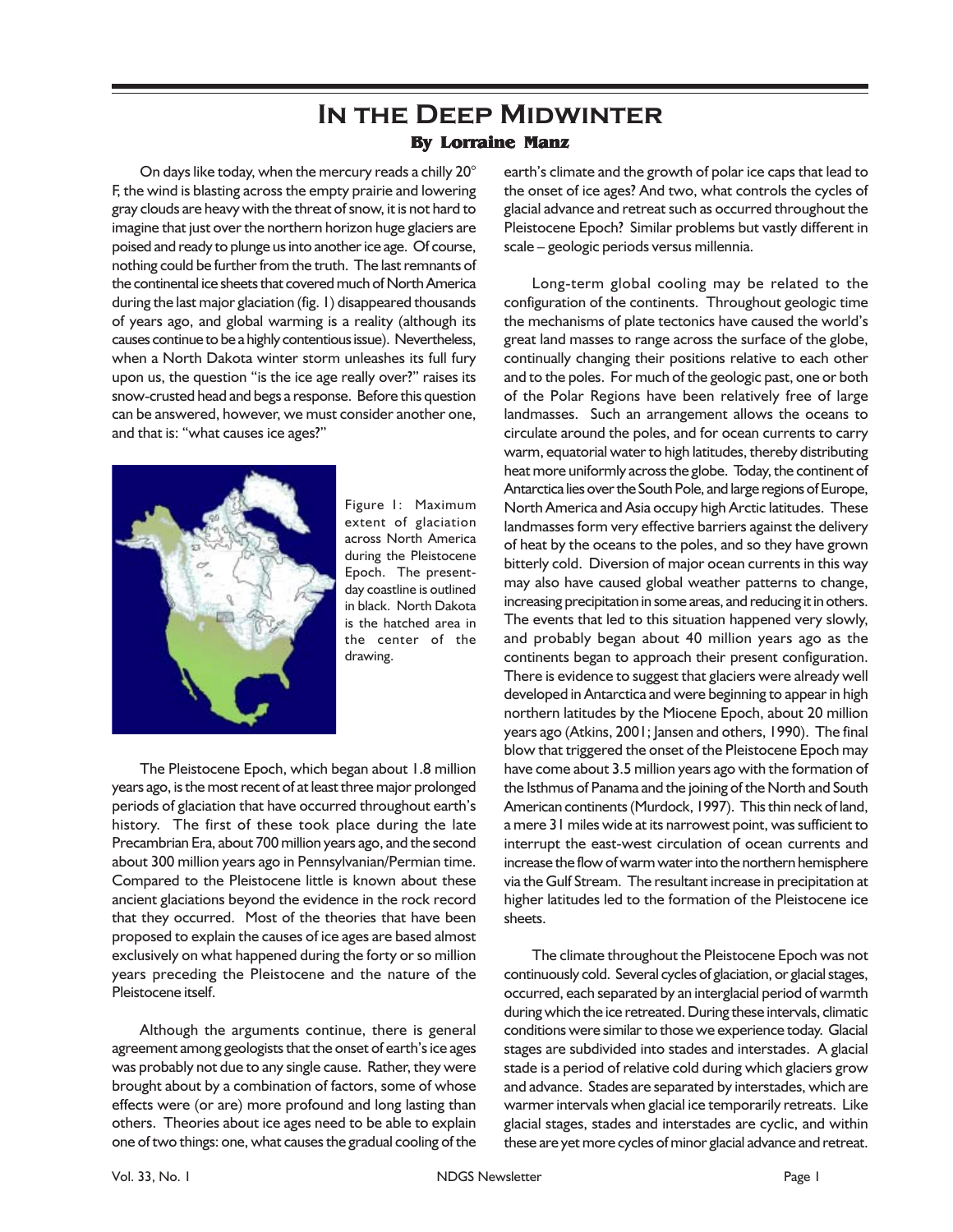# In the Deep Midwinter

**By Lorraine Manz**

On days like today, when the mercury reads a chilly 20° F, the wind is blasting across the empty prairie and lowering gray clouds are heavy with the threat of snow, it is not hard to imagine that just over the northern horizon huge glaciers are poised and ready to plunge us into another ice age. Of course, nothing could be further from the truth. The last remnants of the continental ice sheets that covered much of North America during the last major glaciation (fig. 1) disappeared thousands of years ago, and global warming is a reality (although its causes continue to be a highly contentious issue). Nevertheless, when a North Dakota winter storm unleashes its full fury upon us, the question "is the ice age really over?" raises its snow-crusted head and begs a response. Before this question can be answered, however, we must consider another one, and that is: "what causes ice ages?"

Figure 1: Maximum extent of glaciation across North America during the Pleistocene Epoch. The present-day coastline is outlined in black. North Dakota is the hatched area in the center of the drawing.

The Pleistocene Epoch, which began about 1.8 million years ago, is the most recent of at least three major prolonged periods of glaciation that have occurred throughout earth's history. The first of these took place during the late Precambrian Era, about 700 million years ago, and the second about 300 million years ago in Pennsylvanian/Permian time. Compared to the Pleistocene little is known about these ancient glaciations beyond the evidence in the rock record that they occurred. Most of the theories that have been proposed to explain the causes of ice ages are based almost exclusively on what happened during the forty or so million years preceding the Pleistocene and the nature of the Pleistocene itself.

Although the arguments continue, there is general agreement among geologists that the onset of earth's ice ages was probably not due to any single cause. Rather, they were brought about by a combination of factors, some of whose effects were (or are) more profound and long lasting than others. Theories about ice ages need to be able to explain one of two things: one, what causes the gradual cooling of the earth's climate and the growth of polar ice caps that lead to the onset of ice ages? And two, what controls the cycles of glacial advance and retreat such as occurred throughout the Pleistocene Epoch? Similar problems but vastly different in scale – geologic periods versus millennia.

Long-term global cooling may be related to the configuration of the continents. Throughout geologic time the mechanisms of plate tectonics have caused the world's great land masses to range across the surface of the globe, continually changing their positions relative to each other and to the poles. For much of the geologic past, one or both of the Polar Regions have been relatively free of large landmasses. Such an arrangement allows the oceans to circulate around the poles, and for ocean currents to carry warm, equatorial water to high latitudes, thereby distributing heat more uniformly across the globe. Today, the continent of Antarctica lies over the South Pole, and large regions of Europe, North America and Asia occupy high Arctic latitudes. These landmasses form very effective barriers against the delivery of heat by the oceans to the poles, and so they have grown bitterly cold. Diversion of major ocean currents in this way may also have caused global weather patterns to change, increasing precipitation in some areas, and reducing it in others. The events that led to this situation happened very slowly, and probably began about 40 million years ago as the continents began to approach their present configuration. There is evidence to suggest that glaciers were already well developed in Antarctica and were beginning to appear in high northern latitudes by the Miocene Epoch, about 20 million years ago (Atkins, 2001; Jansen and others, 1990). The final blow that triggered the onset of the Pleistocene Epoch may have come about 3.5 million years ago with the formation of the Isthmus of Panama and the joining of the North and South American continents (Murdock, 1997). This thin neck of land, a mere 31 miles wide at its narrowest point, was sufficient to interrupt the east-west circulation of ocean currents and increase the flow of warm water into the northern hemisphere via the Gulf Stream. The resultant increase in precipitation at higher latitudes led to the formation of the Pleistocene ice sheets.

The climate throughout the Pleistocene Epoch was not continuously cold. Several cycles of glaciation, or glacial stages, occurred, each separated by an interglacial period of warmth during which the ice retreated. During these intervals, climatic conditions were similar to those we experience today. Glacial stages are subdivided into stades and interstades. A glacial stade is a period of relative cold during which glaciers grow and advance. Stades are separated by interstades, which are warmer intervals when glacial ice temporarily retreats. Like glacial stages, stades and interstades are cyclic, and within these are yet more cycles of minor glacial advance and retreat.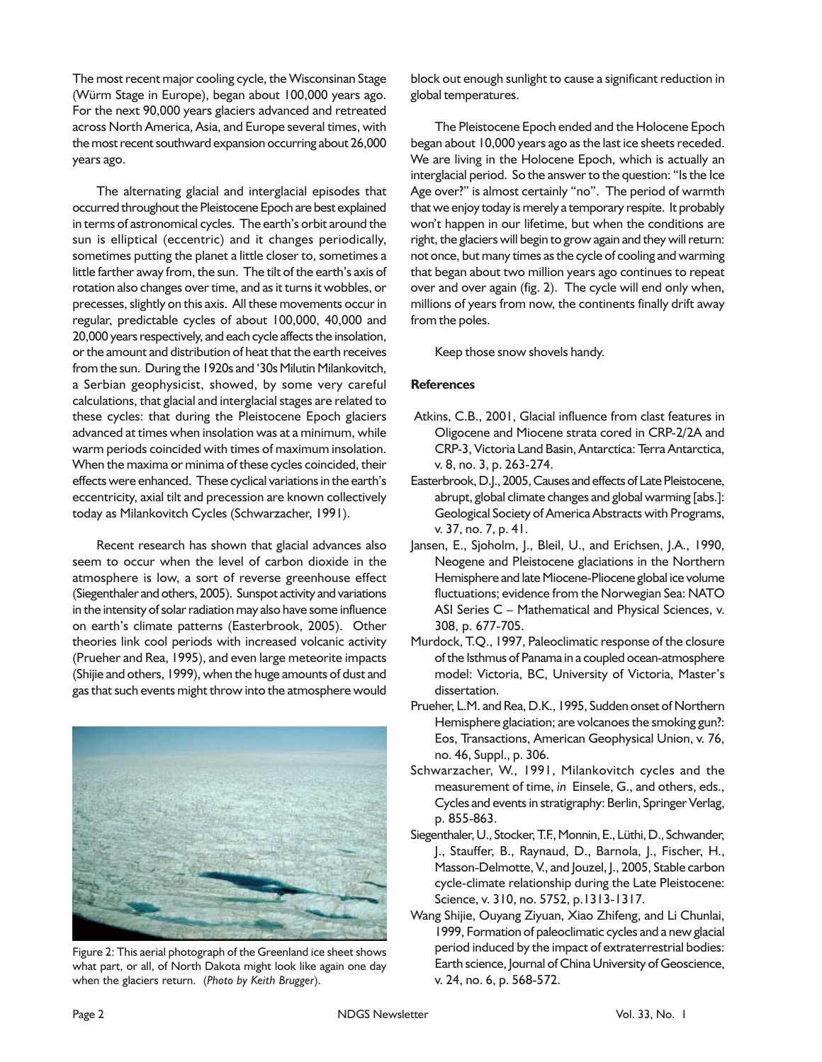The most recent major cooling cycle, the Wisconsinan Stage (Würm Stage in Europe), began about 100,000 years ago. For the next 90,000 years glaciers advanced and retreated across North America, Asia, and Europe several times, with the most recent southward expansion occurring about 26,000 years ago.

The alternating glacial and interglacial episodes that occurred throughout the Pleistocene Epoch are best explained in terms of astronomical cycles. The earth's orbit around the sun is elliptical (eccentric) and it changes periodically, sometimes putting the planet a little closer to, sometimes a little farther away from, the sun. The tilt of the earth's axis of rotation also changes over time, and as it turns it wobbles, or precesses, slightly on this axis. All these movements occur in regular, predictable cycles of about 100,000, 40,000 and 20,000 years respectively, and each cycle affects the insolation, or the amount and distribution of heat that the earth receives from the sun. During the 1920s and '30s Milutin Milankovitch, a Serbian geophysicist, showed, by some very careful calculations, that glacial and interglacial stages are related to these cycles: that during the Pleistocene Epoch glaciers advanced at times when insolation was at a minimum, while warm periods coincided with times of maximum insolation. When the maxima or minima of these cycles coincided, their effects were enhanced. These cyclical variations in the earth's eccentricity, axial tilt and precession are known collectively today as Milankovitch Cycles (Schwarzacher, 1991).

Recent research has shown that glacial advances also seem to occur when the level of carbon dioxide in the atmosphere is low, a sort of reverse greenhouse effect (Siegenthaler and others, 2005). Sunspot activity and variations in the intensity of solar radiation may also have some influence on earth's climate patterns (Easterbrook, 2005). Other theories link cool periods with increased volcanic activity (Prueher and Rea, 1995), and even large meteorite impacts (Shijie and others, 1999), when the huge amounts of dust and gas that such events might throw into the atmosphere would block out enough sunlight to cause a significant reduction in global temperatures.

Figure 2: This aerial photograph of the Greenland ice sheet shows what part, or all, of North Dakota might look like again one day when the glaciers return. (*Photo by Keith Brugger*).

The Pleistocene Epoch ended and the Holocene Epoch began about 10,000 years ago as the last ice sheets receded. We are living in the Holocene Epoch, which is actually an interglacial period. So the answer to the question: "Is the Ice Age over?" is almost certainly "no". The period of warmth that we enjoy today is merely a temporary respite. It probably won't happen in our lifetime, but when the conditions are right, the glaciers will begin to grow again and they will return: not once, but many times as the cycle of cooling and warming that began about two million years ago continues to repeat over and over again (fig. 2). The cycle will end only when, millions of years from now, the continents finally drift away from the poles.

Keep those snow shovels handy.

**References**

Atkins, C.B., 2001, Glacial influence from clast features in Oligocene and Miocene strata cored in CRP-2/2A and CRP-3, Victoria Land Basin, Antarctica: Terra Antarctica, v. 8, no. 3, p. 263-274.

Easterbrook, D.J., 2005, Causes and effects of Late Pleistocene, abrupt, global climate changes and global warming [abs.]: Geological Society of America Abstracts with Programs, v. 37, no. 7, p. 41.

Jansen, E., Sjoholm, J., Bleil, U., and Erichsen, J.A., 1990, Neogene and Pleistocene glaciations in the Northern Hemisphere and late Miocene-Pliocene global ice volume fluctuations; evidence from the Norwegian Sea: NATO ASI Series C – Mathematical and Physical Sciences, v. 308, p. 677-705.

Murdock, T.Q., 1997, Paleoclimatic response of the closure of the Isthmus of Panama in a coupled ocean-atmosphere model: Victoria, BC, University of Victoria, Master's dissertation.

Prueher, L.M. and Rea, D.K., 1995, Sudden onset of Northern Hemisphere glaciation; are volcanoes the smoking gun?: Eos, Transactions, American Geophysical Union, v. 76, no. 46, Suppl., p. 306.

Schwarzacher, W., 1991, Milankovitch cycles and the measurement of time, *in* Einsele, G., and others, eds., Cycles and events in stratigraphy: Berlin, Springer Verlag, p. 855-863.

Siegenthaler, U., Stocker, T.F., Monnin, E., Lüthi, D., Schwander, J., Stauffer, B., Raynaud, D., Barnola, J., Fischer, H., Masson-Delmotte, V., and Jouzel, J., 2005, Stable carbon cycle-climate relationship during the Late Pleistocene: Science, v. 310, no. 5752, p.1313-1317.

Wang Shijie, Ouyang Ziyuan, Xiao Zhifeng, and Li Chunlai, 1999, Formation of paleoclimatic cycles and a new glacial period induced by the impact of extraterrestrial bodies: Earth science, Journal of China University of Geoscience, v. 24, no. 6, p. 568-572.